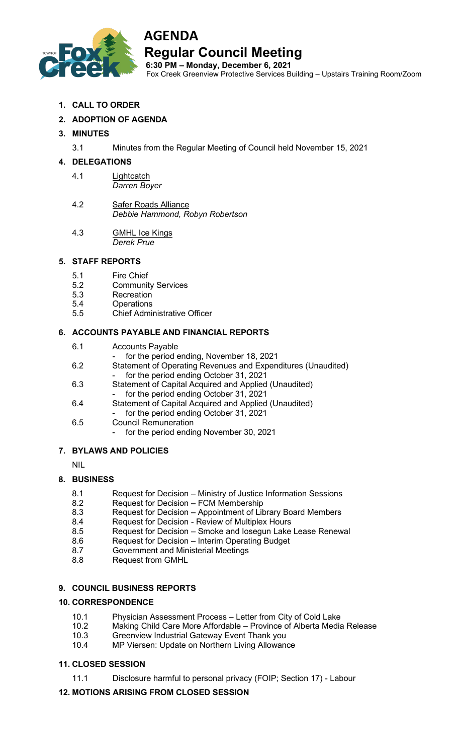# AGENDA

## Regular Council Meeting

**6:30 PM – Monday, December 6, 2021**

Fox Creek Greenview Protective Services Building – Upstairs Training Room/Zoom

**1. CALL TO ORDER**

**2. ADOPTION OF AGENDA**

**3. MINUTES**

3.1 Minutes from the Regular Meeting of Council held November 15, 2021

**4. DELEGATIONS**

4.1 Lightcatch
*Darren Boyer*

4.2 Safer Roads Alliance
*Debbie Hammond, Robyn Robertson*

4.3 GMHL Ice Kings
*Derek Prue*

**5. STAFF REPORTS**

5.1 Fire Chief
5.2 Community Services
5.3 Recreation
5.4 Operations
5.5 Chief Administrative Officer

**6. ACCOUNTS PAYABLE AND FINANCIAL REPORTS**

6.1 Accounts Payable
- for the period ending, November 18, 2021

6.2 Statement of Operating Revenues and Expenditures (Unaudited)
- for the period ending October 31, 2021

6.3 Statement of Capital Acquired and Applied (Unaudited)
- for the period ending October 31, 2021

6.4 Statement of Capital Acquired and Applied (Unaudited)
- for the period ending October 31, 2021

6.5 Council Remuneration
- for the period ending November 30, 2021

**7. BYLAWS AND POLICIES**

NIL

**8. BUSINESS**

8.1 Request for Decision – Ministry of Justice Information Sessions
8.2 Request for Decision – FCM Membership
8.3 Request for Decision – Appointment of Library Board Members
8.4 Request for Decision - Review of Multiplex Hours
8.5 Request for Decision – Smoke and Iosegun Lake Lease Renewal
8.6 Request for Decision – Interim Operating Budget
8.7 Government and Ministerial Meetings
8.8 Request from GMHL

**9. COUNCIL BUSINESS REPORTS**

**10. CORRESPONDENCE**

10.1 Physician Assessment Process – Letter from City of Cold Lake
10.2 Making Child Care More Affordable – Province of Alberta Media Release
10.3 Greenview Industrial Gateway Event Thank you
10.4 MP Viersen: Update on Northern Living Allowance

**11. CLOSED SESSION**

11.1 Disclosure harmful to personal privacy (FOIP; Section 17) - Labour

**12. MOTIONS ARISING FROM CLOSED SESSION**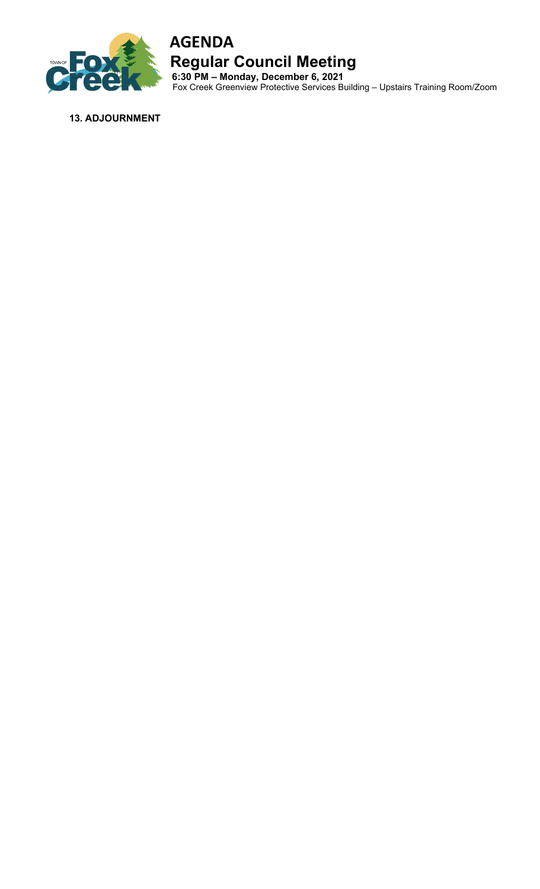**13. ADJOURNMENT**